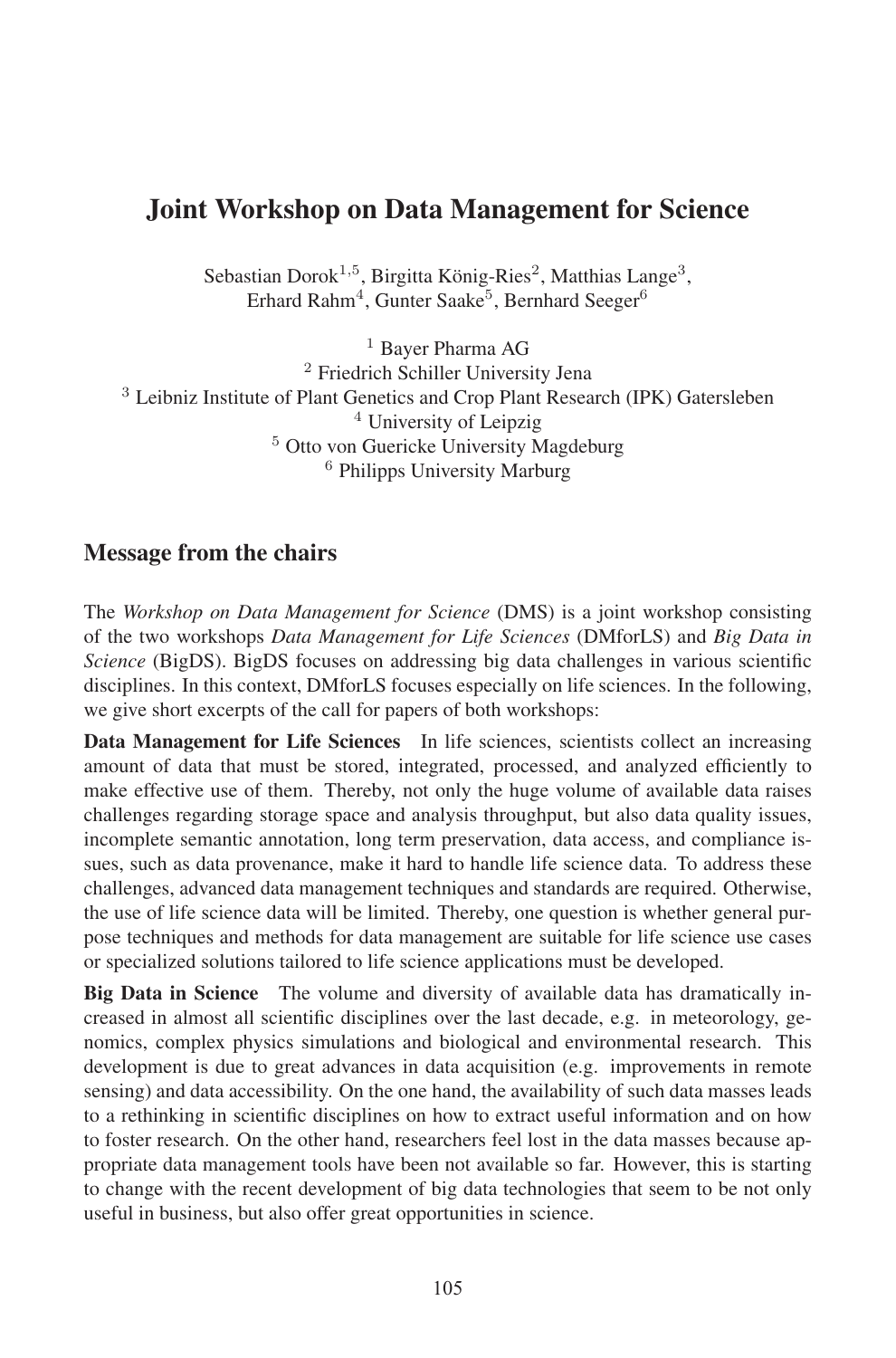# Joint Workshop on Data Management for Science

Sebastian Dorok[1,5], Birgitta König-Ries[2], Matthias Lange[3], Erhard Rahm[4], Gunter Saake[5], Bernhard Seeger[6]

[1] Bayer Pharma AG
[2] Friedrich Schiller University Jena
[3] Leibniz Institute of Plant Genetics and Crop Plant Research (IPK) Gatersleben
[4] University of Leipzig
[5] Otto von Guericke University Magdeburg
[6] Philipps University Marburg

## Message from the chairs

The *Workshop on Data Management for Science* (DMS) is a joint workshop consisting of the two workshops *Data Management for Life Sciences* (DMforLS) and *Big Data in Science* (BigDS). BigDS focuses on addressing big data challenges in various scientific disciplines. In this context, DMforLS focuses especially on life sciences. In the following, we give short excerpts of the call for papers of both workshops:

**Data Management for Life Sciences** In life sciences, scientists collect an increasing amount of data that must be stored, integrated, processed, and analyzed efficiently to make effective use of them. Thereby, not only the huge volume of available data raises challenges regarding storage space and analysis throughput, but also data quality issues, incomplete semantic annotation, long term preservation, data access, and compliance issues, such as data provenance, make it hard to handle life science data. To address these challenges, advanced data management techniques and standards are required. Otherwise, the use of life science data will be limited. Thereby, one question is whether general purpose techniques and methods for data management are suitable for life science use cases or specialized solutions tailored to life science applications must be developed.

**Big Data in Science** The volume and diversity of available data has dramatically increased in almost all scientific disciplines over the last decade, e.g. in meteorology, genomics, complex physics simulations and biological and environmental research. This development is due to great advances in data acquisition (e.g. improvements in remote sensing) and data accessibility. On the one hand, the availability of such data masses leads to a rethinking in scientific disciplines on how to extract useful information and on how to foster research. On the other hand, researchers feel lost in the data masses because appropriate data management tools have been not available so far. However, this is starting to change with the recent development of big data technologies that seem to be not only useful in business, but also offer great opportunities in science.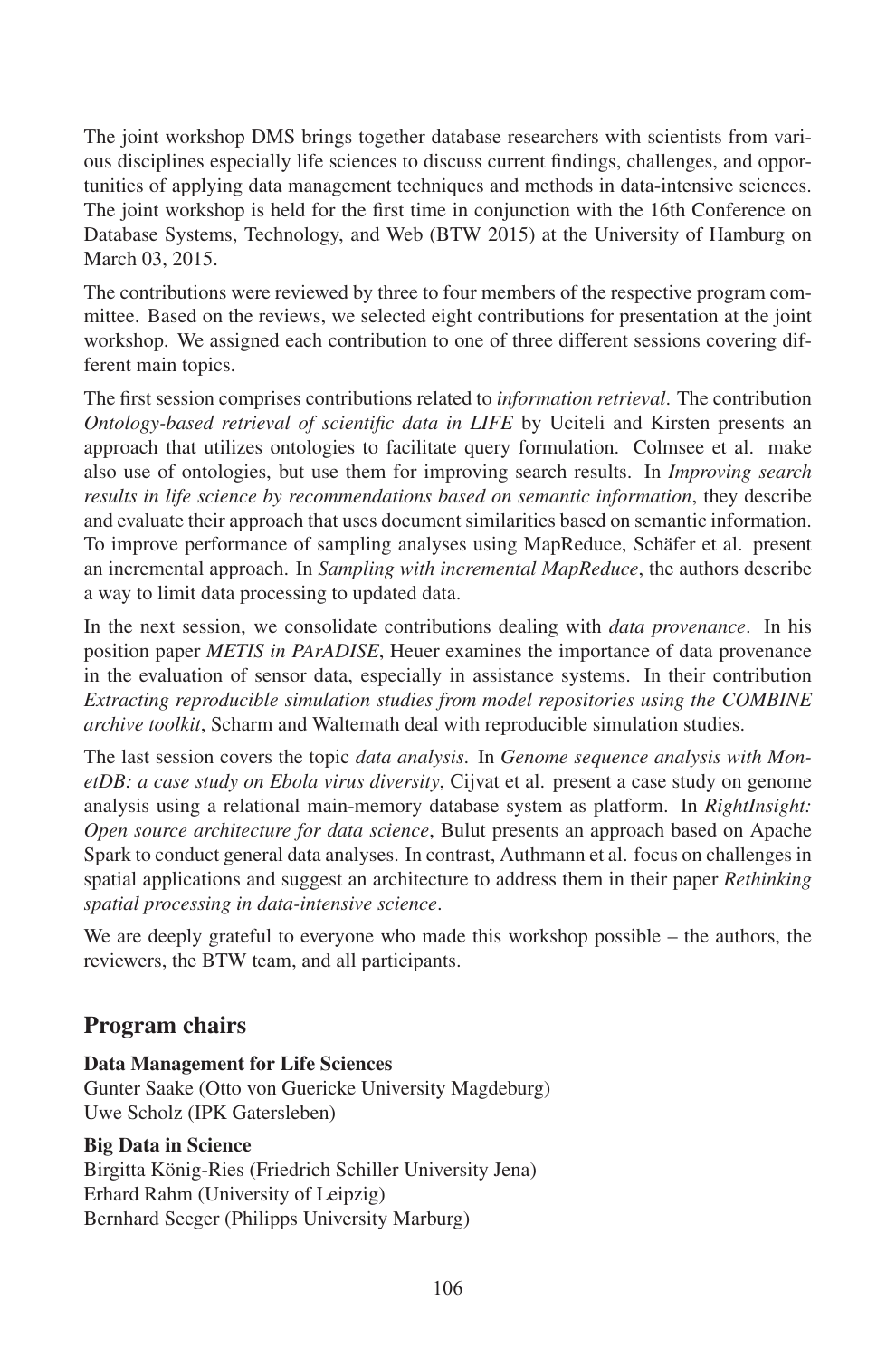The joint workshop DMS brings together database researchers with scientists from various disciplines especially life sciences to discuss current findings, challenges, and opportunities of applying data management techniques and methods in data-intensive sciences. The joint workshop is held for the first time in conjunction with the 16th Conference on Database Systems, Technology, and Web (BTW 2015) at the University of Hamburg on March 03, 2015.

The contributions were reviewed by three to four members of the respective program committee. Based on the reviews, we selected eight contributions for presentation at the joint workshop. We assigned each contribution to one of three different sessions covering different main topics.

The first session comprises contributions related to *information retrieval*. The contribution *Ontology-based retrieval of scientific data in LIFE* by Uciteli and Kirsten presents an approach that utilizes ontologies to facilitate query formulation. Colmsee et al. make also use of ontologies, but use them for improving search results. In *Improving search results in life science by recommendations based on semantic information*, they describe and evaluate their approach that uses document similarities based on semantic information. To improve performance of sampling analyses using MapReduce, Schäfer et al. present an incremental approach. In *Sampling with incremental MapReduce*, the authors describe a way to limit data processing to updated data.

In the next session, we consolidate contributions dealing with *data provenance*. In his position paper *METIS in PArADISE*, Heuer examines the importance of data provenance in the evaluation of sensor data, especially in assistance systems. In their contribution *Extracting reproducible simulation studies from model repositories using the COMBINE archive toolkit*, Scharm and Waltemath deal with reproducible simulation studies.

The last session covers the topic *data analysis*. In *Genome sequence analysis with MonetDB: a case study on Ebola virus diversity*, Cijvat et al. present a case study on genome analysis using a relational main-memory database system as platform. In *RightInsight: Open source architecture for data science*, Bulut presents an approach based on Apache Spark to conduct general data analyses. In contrast, Authmann et al. focus on challenges in spatial applications and suggest an architecture to address them in their paper *Rethinking spatial processing in data-intensive science*.

We are deeply grateful to everyone who made this workshop possible – the authors, the reviewers, the BTW team, and all participants.

## Program chairs

**Data Management for Life Sciences**
Gunter Saake (Otto von Guericke University Magdeburg)
Uwe Scholz (IPK Gatersleben)

**Big Data in Science**
Birgitta König-Ries (Friedrich Schiller University Jena)
Erhard Rahm (University of Leipzig)
Bernhard Seeger (Philipps University Marburg)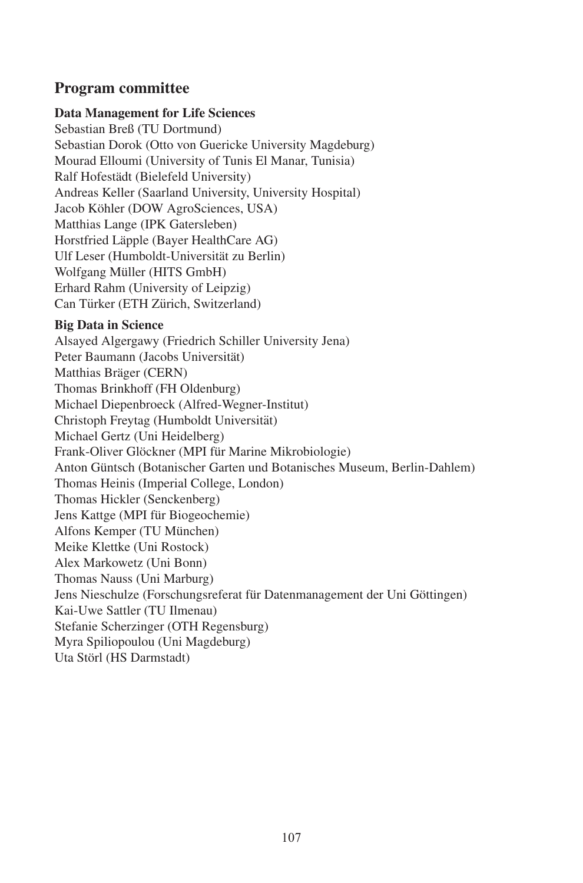## Program committee

### Data Management for Life Sciences

Sebastian Breß (TU Dortmund)
Sebastian Dorok (Otto von Guericke University Magdeburg)
Mourad Elloumi (University of Tunis El Manar, Tunisia)
Ralf Hofestädt (Bielefeld University)
Andreas Keller (Saarland University, University Hospital)
Jacob Köhler (DOW AgroSciences, USA)
Matthias Lange (IPK Gatersleben)
Horstfried Läpple (Bayer HealthCare AG)
Ulf Leser (Humboldt-Universität zu Berlin)
Wolfgang Müller (HITS GmbH)
Erhard Rahm (University of Leipzig)
Can Türker (ETH Zürich, Switzerland)

### Big Data in Science

Alsayed Algergawy (Friedrich Schiller University Jena)
Peter Baumann (Jacobs Universität)
Matthias Bräger (CERN)
Thomas Brinkhoff (FH Oldenburg)
Michael Diepenbroeck (Alfred-Wegner-Institut)
Christoph Freytag (Humboldt Universität)
Michael Gertz (Uni Heidelberg)
Frank-Oliver Glöckner (MPI für Marine Mikrobiologie)
Anton Güntsch (Botanischer Garten und Botanisches Museum, Berlin-Dahlem)
Thomas Heinis (Imperial College, London)
Thomas Hickler (Senckenberg)
Jens Kattge (MPI für Biogeochemie)
Alfons Kemper (TU München)
Meike Klettke (Uni Rostock)
Alex Markowetz (Uni Bonn)
Thomas Nauss (Uni Marburg)
Jens Nieschulze (Forschungsreferat für Datenmanagement der Uni Göttingen)
Kai-Uwe Sattler (TU Ilmenau)
Stefanie Scherzinger (OTH Regensburg)
Myra Spiliopoulou (Uni Magdeburg)
Uta Störl (HS Darmstadt)